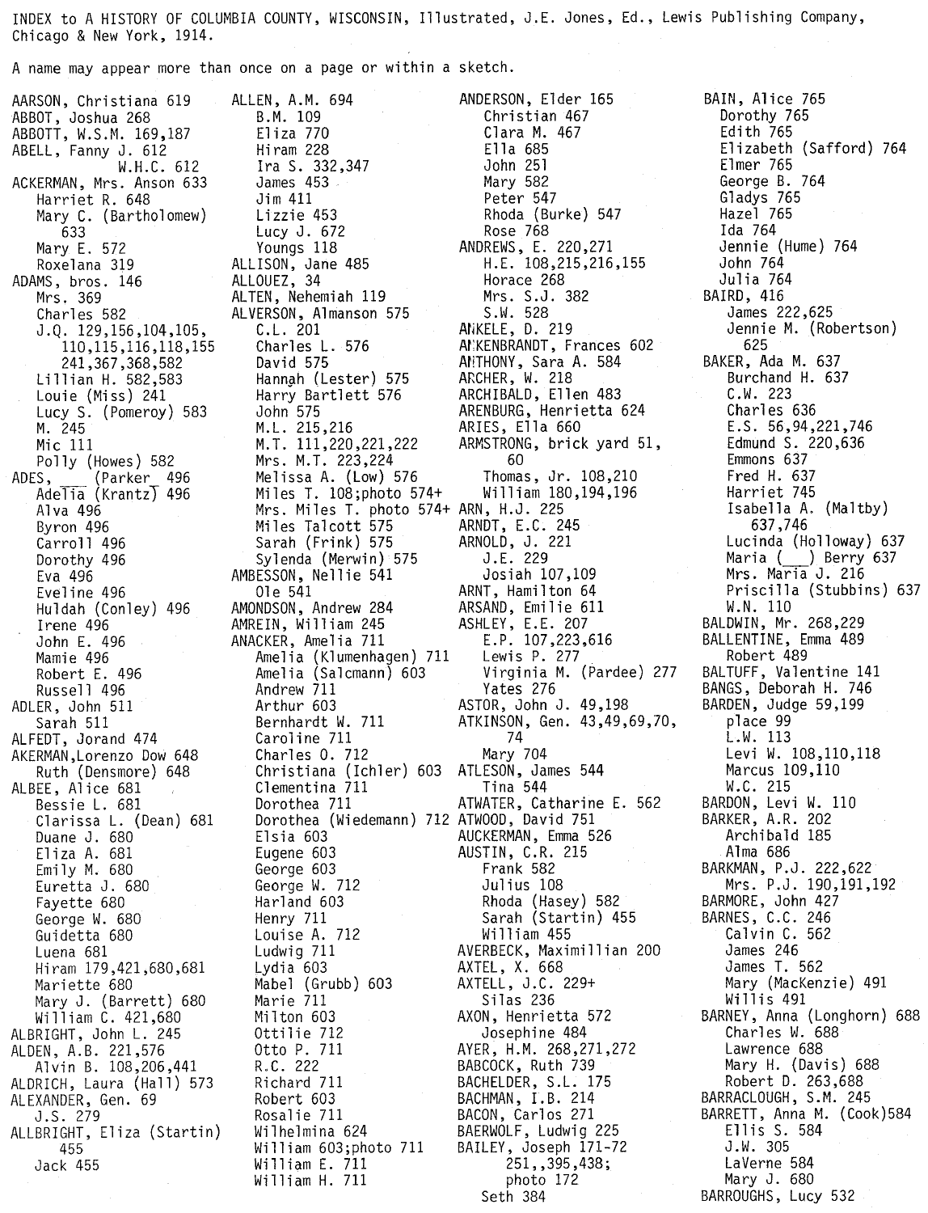INDEX to A HISTORY OF COLUMBIA COUNTY, WISCONSIN, Illustrated, J.E. Jones, Ed., Lewis Publishing Company, Chicago & New York, 1914.

A name may appear more than once on a page or within a sketch.

AARSON, Christiana 619
ABBOT, Joshua 268
ABBOTT, W.S.M. 169,187
ABELL, Fanny J. 612
  W.H.C. 612
ACKERMAN, Mrs. Anson 633
  Harriet R. 648
  Mary C. (Bartholomew) 633
  Mary E. 572
  Roxelana 319
ADAMS, bros. 146
  Mrs. 369
  Charles 582
  J.Q. 129,156,104,105, 110,115,116,118,155 241,367,368,582
  Lillian H. 582,583
  Louie (Miss) 241
  Lucy S. (Pomeroy) 583
  M. 245
  Mic 111
  Polly (Howes) 582
ADES, ___ (Parker_ 496
  Adelia (Krantz) 496
  Alva 496
  Byron 496
  Carroll 496
  Dorothy 496
  Eva 496
  Eveline 496
  Huldah (Conley) 496
  Irene 496
  John E. 496
  Mamie 496
  Robert E. 496
  Russell 496
ADLER, John 511
  Sarah 511
ALFEDT, Jorand 474
AKERMAN, Lorenzo Dow 648
  Ruth (Densmore) 648
ALBEE, Alice 681
  Bessie L. 681
  Clarissa L. (Dean) 681
  Duane J. 680
  Eliza A. 681
  Emily M. 680
  Euretta J. 680
  Fayette 680
  George W. 680
  Guidetta 680
  Luena 681
  Hiram 179,421,680,681
  Mariette 680
  Mary J. (Barrett) 680
  William C. 421,680
ALBRIGHT, John L. 245
ALDEN, A.B. 221,576
  Alvin B. 108,206,441
ALDRICH, Laura (Hall) 573
ALEXANDER, Gen. 69
  J.S. 279
ALLBRIGHT, Eliza (Startin) 455
  Jack 455

ALLEN, A.M. 694
  B.M. 109
  Eliza 770
  Hiram 228
  Ira S. 332,347
  James 453
  Jim 411
  Lizzie 453
  Lucy J. 672
  Youngs 118
ALLISON, Jane 485
ALLOUEZ, 34
ALTEN, Nehemiah 119
ALVERSON, Almanson 575
  C.L. 201
  Charles L. 576
  David 575
  Hannah (Lester) 575
  Harry Bartlett 576
  John 575
  M.L. 215,216
  M.T. 111,220,221,222
  Mrs. M.T. 223,224
  Melissa A. (Low) 576
  Miles T. 108;photo 574+
  Mrs. Miles T. photo 574+
  Miles Talcott 575
  Sarah (Frink) 575
  Sylenda (Merwin) 575
AMBESSON, Nellie 541
  Ole 541
AMONDSON, Andrew 284
AMREIN, William 245
ANACKER, Amelia 711
  Amelia (Klumenhagen) 711
  Amelia (Salcmann) 603
  Andrew 711
  Arthur 603
  Bernhardt W. 711
  Caroline 711
  Charles O. 712
  Christiana (Ichler) 603
  Clementina 711
  Dorothea 711
  Dorothea (Wiedemann) 712
  Elsia 603
  Eugene 603
  George 603
  George W. 712
  Harland 603
  Henry 711
  Louise A. 712
  Ludwig 711
  Lydia 603
  Mabel (Grubb) 603
  Marie 711
  Milton 603
  Ottilie 712
  Otto P. 711
  R.C. 222
  Richard 711
  Robert 603
  Rosalie 711
  Wilhelmina 624
  William 603;photo 711
  William E. 711
  William H. 711

ANDERSON, Elder 165
  Christian 467
  Clara M. 467
  Ella 685
  John 251
  Mary 582
  Peter 547
  Rhoda (Burke) 547
  Rose 768
ANDREWS, E. 220,271
  H.E. 108,215,216,155
  Horace 268
  Mrs. S.J. 382
  S.W. 528
ANKELE, D. 219
ANKENBRANDT, Frances 602
ANTHONY, Sara A. 584
ARCHER, W. 218
ARCHIBALD, Ellen 483
ARENBURG, Henrietta 624
ARIES, Ella 660
ARMSTRONG, brick yard 51, 60
  Thomas, Jr. 108,210
  William 180,194,196
ARN, H.J. 225
ARNDT, E.C. 245
ARNOLD, J. 221
  J.E. 229
  Josiah 107,109
ARNT, Hamilton 64
ARSAND, Emilie 611
ASHLEY, E.E. 207
  E.P. 107,223,616
  Lewis P. 277
  Virginia M. (Pardee) 277
  Yates 276
ASTOR, John J. 49,198
ATKINSON, Gen. 43,49,69,70, 74
  Mary 704
ATLESON, James 544
  Tina 544
ATWATER, Catharine E. 562
ATWOOD, David 751
AUCKERMAN, Emma 526
AUSTIN, C.R. 215
  Frank 582
  Julius 108
  Rhoda (Hasey) 582
  Sarah (Startin) 455
  William 455
AVERBECK, Maximillian 200
AXTEL, X. 668
AXTELL, J.C. 229+
  Silas 236
AXON, Henrietta 572
  Josephine 484
AYER, H.M. 268,271,272
BABCOCK, Ruth 739
BACHELDER, S.L. 175
BACHMAN, I.B. 214
BACON, Carlos 271
BAERWOLF, Ludwig 225
BAILEY, Joseph 171-72 251,,395,438; photo 172
  Seth 384

BAIN, Alice 765
  Dorothy 765
  Edith 765
  Elizabeth (Safford) 764
  Elmer 765
  George B. 764
  Gladys 765
  Hazel 765
  Ida 764
  Jennie (Hume) 764
  John 764
  Julia 764
BAIRD, 416
  James 222,625
  Jennie M. (Robertson) 625
BAKER, Ada M. 637
  Burchand H. 637
  C.W. 223
  Charles 636
  E.S. 56,94,221,746
  Edmund S. 220,636
  Emmons 637
  Fred H. 637
  Harriet 745
  Isabella A. (Maltby) 637,746
  Lucinda (Holloway) 637
  Maria (___) Berry 637
  Mrs. Maria J. 216
  Priscilla (Stubbins) 637
  W.N. 110
BALDWIN, Mr. 268,229
BALLENTINE, Emma 489
  Robert 489
BALTUFF, Valentine 141
BANGS, Deborah H. 746
BARDEN, Judge 59,199
  place 99
  L.W. 113
  Levi W. 108,110,118
  Marcus 109,110
  W.C. 215
BARDON, Levi W. 110
BARKER, A.R. 202
  Archibald 185
  Alma 686
BARKMAN, P.J. 222,622
  Mrs. P.J. 190,191,192
BARMORE, John 427
BARNES, C.C. 246
  Calvin C. 562
  James 246
  James T. 562
  Mary (MacKenzie) 491
  Willis 491
BARNEY, Anna (Longhorn) 688
  Charles W. 688
  Lawrence 688
  Mary H. (Davis) 688
  Robert D. 263,688
BARRACLOUGH, S.M. 245
BARRETT, Anna M. (Cook) 584
  Ellis S. 584
  J.W. 305
  LaVerne 584
  Mary J. 680
BARROUGHS, Lucy 532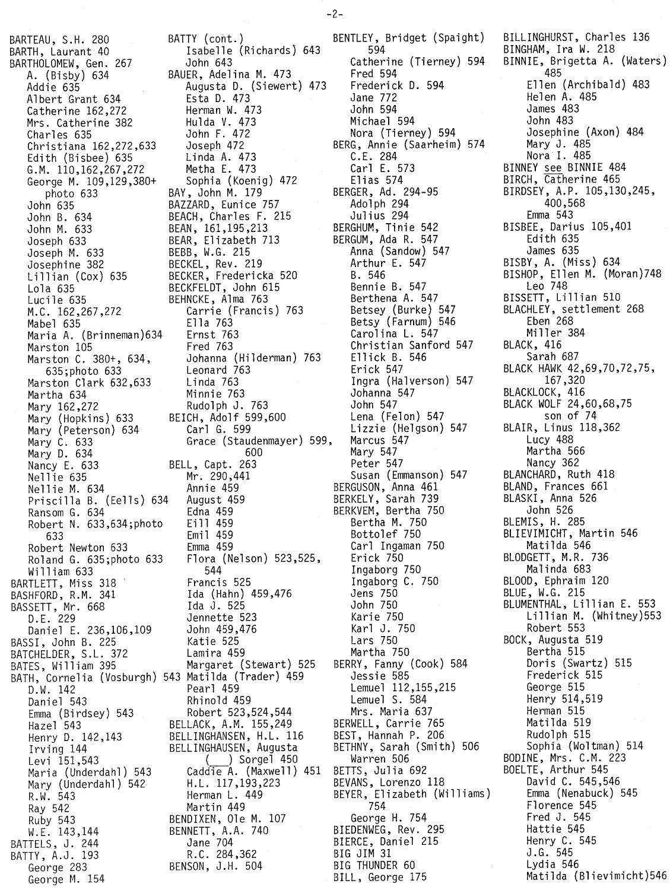BARTEAU, S.H. 280
BARTH, Laurant 40
BARTHOLOMEW, Gen. 267
  A. (Bisby) 634
  Addie 635
  Albert Grant 634
  Catherine 162,272
  Mrs. Catherine 382
  Charles 635
  Christiana 162,272,633
  Edith (Bisbee) 635
  G.M. 110,162,267,272
  George M. 109,129,380+ photo 633
  John 635
  John B. 634
  John M. 633
  Joseph 633
  Joseph M. 633
  Josephine 382
  Lillian (Cox) 635
  Lola 635
  Lucile 635
  M.C. 162,267,272
  Mabel 635
  Maria A. (Brinneman)634
  Marston 105
  Marston C. 380+, 634, 635;photo 633
  Marston Clark 632,633
  Martha 634
  Mary 162,272
  Mary (Hopkins) 633
  Mary (Peterson) 634
  Mary C. 633
  Mary D. 634
  Nancy E. 633
  Nellie 635
  Nellie M. 634
  Priscilla B. (Eells) 634
  Ransom G. 634
  Robert N. 633,634;photo 633
  Robert Newton 633
  Roland G. 635;photo 633
  William 633
BARTLETT, Miss 318
BASHFORD, R.M. 341
BASSETT, Mr. 668
  D.E. 229
  Daniel E. 236,106,109
BASSI, John B. 225
BATCHELDER, S.L. 372
BATES, William 395
BATH, Cornelia (Vosburgh) 543
  D.W. 142
  Daniel 543
  Emma (Birdsey) 543
  Hazel 543
  Henry D. 142,143
  Irving 144
  Levi 151,543
  Maria (Underdahl) 543
  Mary (Underdahl) 542
  R.W. 543
  Ray 542
  Ruby 543
  W.E. 143,144
BATTELS, J. 244
BATTY, A.J. 193
  George 283
  George M. 154
BATTY (cont.)
  Isabelle (Richards) 643
  John 643
BAUER, Adelina M. 473
  Augusta D. (Siewert) 473
  Esta D. 473
  Herman W. 473
  Hulda V. 473
  John F. 472
  Joseph 472
  Linda A. 473
  Metha E. 473
  Sophia (Koenig) 472
BAY, John M. 179
BAZZARD, Eunice 757
BEACH, Charles F. 215
BEAN, 161,195,213
BEAR, Elizabeth 713
BEBB, W.G. 215
BECKEL, Rev. 219
BECKER, Fredericka 520
BECKFELDT, John 615
BEHNCKE, Alma 763
  Carrie (Francis) 763
  Ella 763
  Ernst 763
  Fred 763
  Johanna (Hilderman) 763
  Leonard 763
  Linda 763
  Minnie 763
  Rudolph J. 763
BEICH, Adolf 599,600
  Carl G. 599
  Grace (Staudenmayer) 599, 600
BELL, Capt. 263
  Mr. 290,441
  Annie 459
  August 459
  Edna 459
  Eill 459
  Emil 459
  Emma 459
  Flora (Nelson) 523,525, 544
  Francis 525
  Ida (Hahn) 459,476
  Ida J. 525
  Jennette 523
  John 459,476
  Katie 525
  Lamira 459
  Margaret (Stewart) 525
  Matilda (Trader) 459
  Pearl 459
  Rhinold 459
  Robert 523,524,544
BELLACK, A.M. 155,249
BELLINGHANSEN, H.L. 116
BELLINGHAUSEN, Augusta (___) Sorgel 450
  Caddie A. (Maxwell) 451
  H.L. 117,193,223
  Herman L. 449
  Martin 449
BENDIXEN, Ole M. 107
BENNETT, A.A. 740
  Jane 704
  R.C. 284,362
BENSON, J.H. 504
BENTLEY, Bridget (Spaight) 594
  Catherine (Tierney) 594
  Fred 594
  Frederick D. 594
  Jane 772
  John 594
  Michael 594
  Nora (Tierney) 594
BERG, Annie (Saarheim) 574
  C.E. 284
  Carl E. 573
  Elias 574
BERGER, Ad. 294-95
  Adolph 294
  Julius 294
BERGHUM, Tinie 542
BERGUM, Ada R. 547
  Anna (Sandow) 547
  Arthur E. 547
  B. 546
  Bennie B. 547
  Berthena A. 547
  Betsey (Burke) 547
  Betsy (Farnum) 546
  Carolina L. 547
  Christian Sanford 547
  Ellick B. 546
  Erick 547
  Ingra (Halverson) 547
  Johanna 547
  John 547
  Lena (Felon) 547
  Lizzie (Helgson) 547
  Marcus 547
  Mary 547
  Peter 547
  Susan (Emmanson) 547
BERGUSON, Anna 461
BERKELY, Sarah 739
BERKVEM, Bertha 750
  Bertha M. 750
  Bottolef 750
  Carl Ingaman 750
  Erick 750
  Ingaborg 750
  Ingaborg C. 750
  Jens 750
  John 750
  Karie 750
  Karl J. 750
  Lars 750
  Martha 750
BERRY, Fanny (Cook) 584
  Jessie 585
  Lemuel 112,155,215
  Lemuel S. 584
  Mrs. Maria 637
BERWELL, Carrie 765
BEST, Hannah P. 206
BETHNY, Sarah (Smith) 506
  Warren 506
BETTS, Julia 692
BEVANS, Lorenzo 118
BEYER, Elizabeth (Williams) 754
  George H. 754
BIEDENWEG, Rev. 295
BIERCE, Daniel 215
BIG JIM 31
BIG THUNDER 60
BILL, George 175
BILLINGHURST, Charles 136
BINGHAM, Ira W. 218
BINNIE, Brigetta A. (Waters) 485
  Ellen (Archibald) 483
  Helen A. 485
  James 483
  John 483
  Josephine (Axon) 484
  Mary J. 485
  Nora I. 485
BINNEY see BINNIE 484
BIRCH, Catherine 465
BIRDSEY, A.P. 105,130,245, 400,568
  Emma 543
BISBEE, Darius 105,401
  Edith 635
  James 635
BISBY, A. (Miss) 634
BISHOP, Ellen M. (Moran)748
  Leo 748
BISSETT, Lillian 510
BLACHLEY, settlement 268
  Eben 268
  Miller 384
BLACK, 416
  Sarah 687
BLACK HAWK 42,69,70,72,75, 167,320
BLACKLOCK, 416
BLACK WOLF 24,60,68,75
  son of 74
BLAIR, Linus 118,362
  Lucy 488
  Martha 566
  Nancy 362
BLANCHARD, Ruth 418
BLAND, Frances 661
BLASKI, Anna 526
  John 526
BLEMIS, H. 285
BLIEVIMICHT, Martin 546
  Matilda 546
BLODGETT, M.R. 736
  Malinda 683
BLOOD, Ephraim 120
BLUE, W.G. 215
BLUMENTHAL, Lillian E. 553
  Lillian M. (Whitney)553
  Robert 553
BOCK, Augusta 519
  Bertha 515
  Doris (Swartz) 515
  Frederick 515
  George 515
  Henry 514,519
  Herman 515
  Matilda 519
  Rudolph 515
  Sophia (Woltman) 514
BODINE, Mrs. C.M. 223
BOELTE, Arthur 545
  David C. 545,546
  Emma (Nenabuck) 545
  Florence 545
  Fred J. 545
  Hattie 545
  Henry C. 545
  J.G. 545
  Lydia 546
  Matilda (Blievimicht)546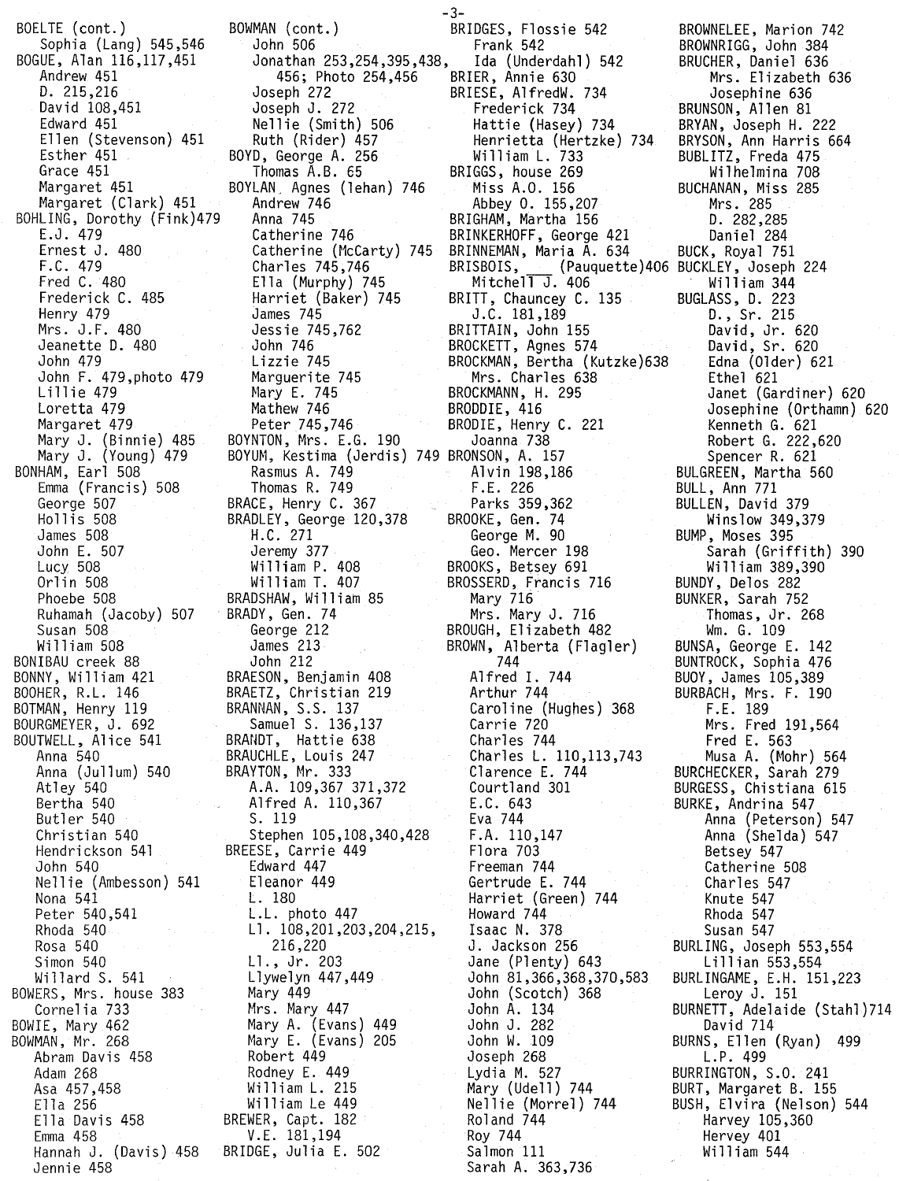BOELTE (cont.)
  Sophia (Lang) 545,546
BOGUE, Alan 116,117,451
  Andrew 451
  D. 215,216
  David 108,451
  Edward 451
  Ellen (Stevenson) 451
  Esther 451
  Grace 451
  Margaret 451
  Margaret (Clark) 451
BOHLING, Dorothy (Fink)479
  E.J. 479
  Ernest J. 480
  F.C. 479
  Fred C. 480
  Frederick C. 485
  Henry 479
  Mrs. J.F. 480
  Jeanette D. 480
  John 479
  John F. 479,photo 479
  Lillie 479
  Loretta 479
  Margaret 479
  Mary J. (Binnie) 485
  Mary J. (Young) 479
BONHAM, Earl 508
  Emma (Francis) 508
  George 507
  Hollis 508
  James 508
  John E. 507
  Lucy 508
  Orlin 508
  Phoebe 508
  Ruhamah (Jacoby) 507
  Susan 508
  William 508
BONIBAU creek 88
BONNY, William 421
BOOHER, R.L. 146
BOTMAN, Henry 119
BOURGMEYER, J. 692
BOUTWELL, Alice 541
  Anna 540
  Anna (Jullum) 540
  Atley 540
  Bertha 540
  Butler 540
  Christian 540
  Hendrickson 541
  John 540
  Nellie (Ambesson) 541
  Nona 541
  Peter 540,541
  Rhoda 540
  Rosa 540
  Simon 540
  Willard S. 541
BOWERS, Mrs. house 383
  Cornelia 733
BOWIE, Mary 462
BOWMAN, Mr. 268
  Abram Davis 458
  Adam 268
  Asa 457,458
  Ella 256
  Ella Davis 458
  Emma 458
  Hannah J. (Davis) 458
  Jennie 458

BOWMAN (cont.)
  John 506
  Jonathan 253,254,395,438,
    456; Photo 254,456
  Joseph 272
  Joseph J. 272
  Nellie (Smith) 506
  Ruth (Rider) 457
BOYD, George A. 256
  Thomas A.B. 65
BOYLAN, Agnes (lehan) 746
  Andrew 746
  Anna 745
  Catherine 746
  Catherine (McCarty) 745
  Charles 745,746
  Ella (Murphy) 745
  Harriet (Baker) 745
  James 745
  Jessie 745,762
  John 746
  Lizzie 745
  Marguerite 745
  Mary E. 745
  Mathew 746
  Peter 745,746
BOYNTON, Mrs. E.G. 190
BOYUM, Kestima (Jerdis) 749
  Rasmus A. 749
  Thomas R. 749
BRACE, Henry C. 367
BRADLEY, George 120,378
  H.C. 271
  Jeremy 377
  William P. 408
  William T. 407
BRADSHAW, William 85
BRADY, Gen. 74
  George 212
  James 213
  John 212
BRAESON, Benjamin 408
BRAETZ, Christian 219
BRANNAN, S.S. 137
  Samuel S. 136,137
BRANDT, Hattie 638
BRAUCHLE, Louis 247
BRAYTON, Mr. 333
  A.A. 109,367 371,372
  Alfred A. 110,367
  S. 119
  Stephen 105,108,340,428
BREESE, Carrie 449
  Edward 447
  Eleanor 449
  L. 180
  L.L. photo 447
  Ll. 108,201,203,204,215,
    216,220
  Ll., Jr. 203
  Llywelyn 447,449
  Mary 449
  Mrs. Mary 447
  Mary A. (Evans) 449
  Mary E. (Evans) 205
  Robert 449
  Rodney E. 449
  William L. 215
  William Le 449
BREWER, Capt. 182
  V.E. 181,194
BRIDGE, Julia E. 502

BRIDGES, Flossie 542
  Frank 542
  Ida (Underdahl) 542
BRIER, Annie 630
BRIESE, AlfredW. 734
  Frederick 734
  Hattie (Hasey) 734
  Henrietta (Hertzke) 734
  William L. 733
BRIGGS, house 269
  Miss A.O. 156
  Abbey O. 155,207
BRIGHAM, Martha 156
BRINKERHOFF, George 421
BRINNEMAN, Maria A. 634
BRISBOIS, ___ (Pauquette)406
  Mitchell J. 406
BRITT, Chauncey C. 135
  J.C. 181,189
BRITTAIN, John 155
BROCKETT, Agnes 574
BROCKMAN, Bertha (Kutzke)638
  Mrs. Charles 638
BROCKMANN, H. 295
BRODDIE, 416
BRODIE, Henry C. 221
  Joanna 738
BRONSON, A. 157
  Alvin 198,186
  F.E. 226
  Parks 359,362
BROOKE, Gen. 74
  George M. 90
  Geo. Mercer 198
BROOKS, Betsey 691
BROSSERD, Francis 716
  Mary 716
  Mrs. Mary J. 716
BROUGH, Elizabeth 482
BROWN, Alberta (Flagler)
    744
  Alfred I. 744
  Arthur 744
  Caroline (Hughes) 368
  Carrie 720
  Charles 744
  Charles L. 110,113,743
  Clarence E. 744
  Courtland 301
  E.C. 643
  Eva 744
  F.A. 110,147
  Flora 703
  Freeman 744
  Gertrude E. 744
  Harriet (Green) 744
  Howard 744
  Isaac N. 378
  J. Jackson 256
  Jane (Plenty) 643
  John 81,366,368,370,583
  John (Scotch) 368
  John A. 134
  John J. 282
  John W. 109
  Joseph 268
  Lydia M. 527
  Mary (Udell) 744
  Nellie (Morrel) 744
  Roland 744
  Roy 744
  Salmon 111
  Sarah A. 363,736

BROWNELEE, Marion 742
BROWNRIGG, John 384
BRUCHER, Daniel 636
  Mrs. Elizabeth 636
  Josephine 636
BRUNSON, Allen 81
BRYAN, Joseph H. 222
BRYSON, Ann Harris 664
BUBLITZ, Freda 475
  Wilhelmina 708
BUCHANAN, Miss 285
  Mrs. 285
  D. 282,285
  Daniel 284
BUCK, Royal 751
BUCKLEY, Joseph 224
  William 344
BUGLASS, D. 223
  D., Sr. 215
  David, Jr. 620
  David, Sr. 620
  Edna (Older) 621
  Ethel 621
  Janet (Gardiner) 620
  Josephine (Orthamn) 620
  Kenneth G. 621
  Robert G. 222,620
  Spencer R. 621
BULGREEN, Martha 560
BULL, Ann 771
BULLEN, David 379
  Winslow 349,379
BUMP, Moses 395
  Sarah (Griffith) 390
  William 389,390
BUNDY, Delos 282
BUNKER, Sarah 752
  Thomas, Jr. 268
  Wm. G. 109
BUNSA, George E. 142
BUNTROCK, Sophia 476
BUOY, James 105,389
BURBACH, Mrs. F. 190
  F.E. 189
  Mrs. Fred 191,564
  Fred E. 563
  Musa A. (Mohr) 564
BURCHECKER, Sarah 279
BURGESS, Chistiana 615
BURKE, Andrina 547
  Anna (Peterson) 547
  Anna (Shelda) 547
  Betsey 547
  Catherine 508
  Charles 547
  Knute 547
  Rhoda 547
  Susan 547
BURLING, Joseph 553,554
  Lillian 553,554
BURLINGAME, E.H. 151,223
  Leroy J. 151
BURNETT, Adelaide (Stahl)714
  David 714
BURNS, Ellen (Ryan) 499
  L.P. 499
BURRINGTON, S.O. 241
BURT, Margaret B. 155
BUSH, Elvira (Nelson) 544
  Harvey 105,360
  Hervey 401
  William 544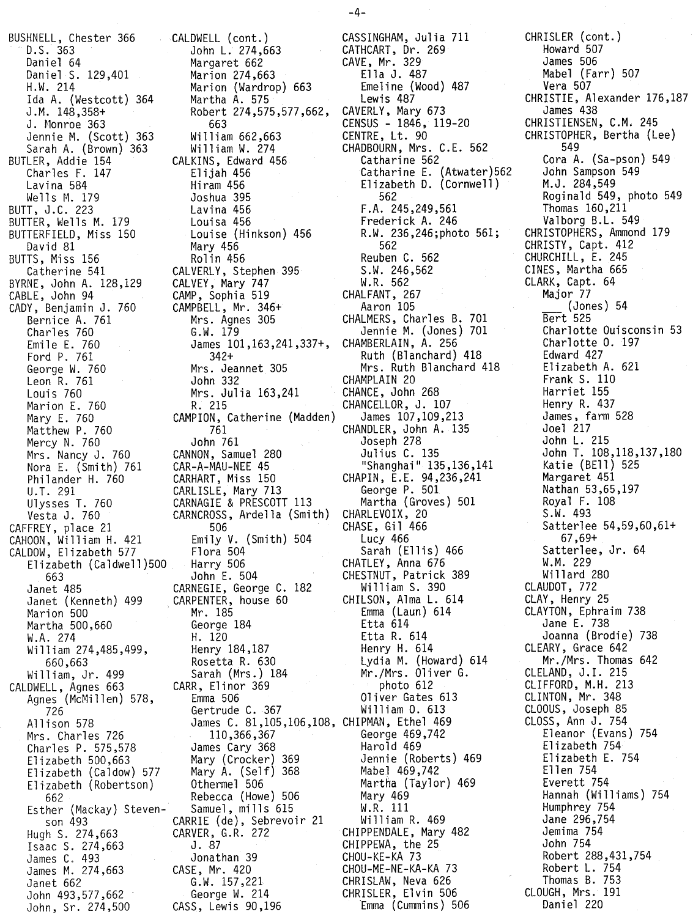BUSHNELL, Chester 366
  D.S. 363
  Daniel 64
  Daniel S. 129,401
  H.W. 214
  Ida A. (Westcott) 364
  J.M. 148,358+
  J. Monroe 363
  Jennie M. (Scott) 363
  Sarah A. (Brown) 363
BUTLER, Addie 154
  Charles F. 147
  Lavina 584
  Wells M. 179
BUTT, J.C. 223
BUTTER, Wells M. 179
BUTTERFIELD, Miss 150
  David 81
BUTTS, Miss 156
  Catherine 541
BYRNE, John A. 128,129
CABLE, John 94
CADY, Benjamin J. 760
  Bernice A. 761
  Charles 760
  Emile E. 760
  Ford P. 761
  George W. 760
  Leon R. 761
  Louis 760
  Marion E. 760
  Mary E. 760
  Matthew P. 760
  Mercy N. 760
  Mrs. Nancy J. 760
  Nora E. (Smith) 761
  Philander H. 760
  U.T. 291
  Ulysses T. 760
  Vesta J. 760
CAFFREY, place 21
CAHOON, William H. 421
CALDOW, Elizabeth 577
  Elizabeth (Caldwell) 500, 663
  Janet 485
  Janet (Kenneth) 499
  Marion 500
  Martha 500,660
  W.A. 274
  William 274,485,499, 660,663
  William, Jr. 499
CALDWELL, Agnes 663
  Agnes (McMillen) 578, 726
  Allison 578
  Mrs. Charles 726
  Charles P. 575,578
  Elizabeth 500,663
  Elizabeth (Caldow) 577
  Elizabeth (Robertson) 662
  Esther (Mackay) Stevenson 493
  Hugh S. 274,663
  Isaac S. 274,663
  James C. 493
  James M. 274,663
  Janet 662
  John 493,577,662
  John, Sr. 274,500
CALDWELL (cont.)
  John L. 274,663
  Margaret 662
  Marion 274,663
  Marion (Wardrop) 663
  Martha A. 575
  Robert 274,575,577,662, 663
  William 662,663
  William W. 274
CALKINS, Edward 456
  Elijah 456
  Hiram 456
  Joshua 395
  Lavina 456
  Louisa 456
  Louise (Hinkson) 456
  Mary 456
  Rolin 456
CALVERLY, Stephen 395
CALVEY, Mary 747
CAMP, Sophia 519
CAMPBELL, Mr. 346+
  Mrs. Agnes 305
  G.W. 179
  James 101,163,241,337+, 342+
  Mrs. Jeannet 305
  John 332
  Mrs. Julia 163,241
  R. 215
CAMPION, Catherine (Madden) 761
  John 761
CANNON, Samuel 280
CAR-A-MAU-NEE 45
CARHART, Miss 150
CARLISLE, Mary 713
CARNAGIE & PRESCOTT 113
CARNCROSS, Ardella (Smith) 506
  Emily V. (Smith) 504
  Flora 504
  Harry 506
  John E. 504
CARNEGIE, George C. 182
CARPENTER, house 60
  Mr. 185
  George 184
  H. 120
  Henry 184,187
  Rosetta R. 630
  Sarah (Mrs.) 184
CARR, Elinor 369
  Emma 506
  Gertrude C. 367
  James C. 81,105,106,108, 110,366,367
  James Cary 368
  Mary (Crocker) 369
  Mary A. (Self) 368
  Othermel 506
  Rebecca (Howe) 506
  Samuel, mills 615
CARRIE (de), Sebrevoir 21
CARVER, G.R. 272
  J. 87
  Jonathan 39
CASE, Mr. 420
  G.W. 157,221
  George W. 214
CASS, Lewis 90,196
CASSINGHAM, Julia 711
CATHCART, Dr. 269
CAVE, Mr. 329
  Ella J. 487
  Emeline (Wood) 487
  Lewis 487
CAVERLY, Mary 673
CENSUS - 1846, 119-20
CENTRE, Lt. 90
CHADBOURN, Mrs. C.E. 562
  Catharine 562
  Catharine E. (Atwater) 562
  Elizabeth D. (Cornwell) 562
  F.A. 245,249,561
  Frederick A. 246
  R.W. 236,246;photo 561; 562
  Reuben C. 562
  S.W. 246,562
  W.R. 562
CHALFANT, 267
  Aaron 105
CHALMERS, Charles B. 701
  Jennie M. (Jones) 701
CHAMBERLAIN, A. 256
  Ruth (Blanchard) 418
  Mrs. Ruth Blanchard 418
CHAMPLAIN 20
CHANCE, John 268
CHANCELLOR, J. 107
  James 107,109,213
CHANDLER, John A. 135
  Joseph 278
  Julius C. 135
  "Shanghai" 135,136,141
CHAPIN, E.E. 94,236,241
  George P. 501
  Martha (Groves) 501
CHARLEVOIX, 20
CHASE, Gil 466
  Lucy 466
  Sarah (Ellis) 466
CHATLEY, Anna 676
CHESTNUT, Patrick 389
  William S. 390
CHILSON, Alma L. 614
  Emma (Laun) 614
  Etta 614
  Etta R. 614
  Henry H. 614
  Lydia M. (Howard) 614
  Mr./Mrs. Oliver G. photo 612
  Oliver Gates 613
  William O. 613
CHIPMAN, Ethel 469
  George 469,742
  Harold 469
  Jennie (Roberts) 469
  Mabel 469,742
  Martha (Taylor) 469
  Mary 469
  W.R. 111
  William R. 469
CHIPPENDALE, Mary 482
CHIPPEWA, the 25
CHOU-KE-KA 73
CHOU-ME-NE-KA-KA 73
CHRISLAW, Neva 626
CHRISLER, Elvin 506
  Emma (Cummins) 506
CHRISLER (cont.)
  Howard 507
  James 506
  Mabel (Farr) 507
  Vera 507
CHRISTIE, Alexander 176,187
  James 438
CHRISTIENSEN, C.M. 245
CHRISTOPHER, Bertha (Lee) 549
  Cora A. (Sa-pson) 549
  John Sampson 549
  M.J. 284,549
  Roginald 549, photo 549
  Thomas 160,211
  Valborg B.L. 549
CHRISTOPHERS, Ammond 179
CHRISTY, Capt. 412
CHURCHILL, E. 245
CINES, Martha 665
CLARK, Capt. 64
  Major 77
  ___ (Jones) 54
  Bert 525
  Charlotte Ouisconsin 53
  Charlotte O. 197
  Edward 427
  Elizabeth A. 621
  Frank S. 110
  Harriet 155
  Henry R. 437
  James, farm 528
  Joel 217
  John L. 215
  John T. 108,118,137,180
  Katie (Bell) 525
  Margaret 451
  Nathan 53,65,197
  Royal F. 108
  S.W. 493
  Satterlee 54,59,60,61+ 67,69+
  Satterlee, Jr. 64
  W.M. 229
  Willard 280
CLAUDOT, 772
CLAY, Henry 25
CLAYTON, Ephraim 738
  Jane E. 738
  Joanna (Brodie) 738
CLEARY, Grace 642
  Mr./Mrs. Thomas 642
CLELAND, J.I. 215
CLIFFORD, M.H. 213
CLINTON, Mr. 348
CLOOUS, Joseph 85
CLOSS, Ann J. 754
  Eleanor (Evans) 754
  Elizabeth 754
  Elizabeth E. 754
  Ellen 754
  Everett 754
  Hannah (Williams) 754
  Humphrey 754
  Jane 296,754
  Jemima 754
  John 754
  Robert 288,431,754
  Robert L. 754
  Thomas B. 753
CLOUGH, Mrs. 191
  Daniel 220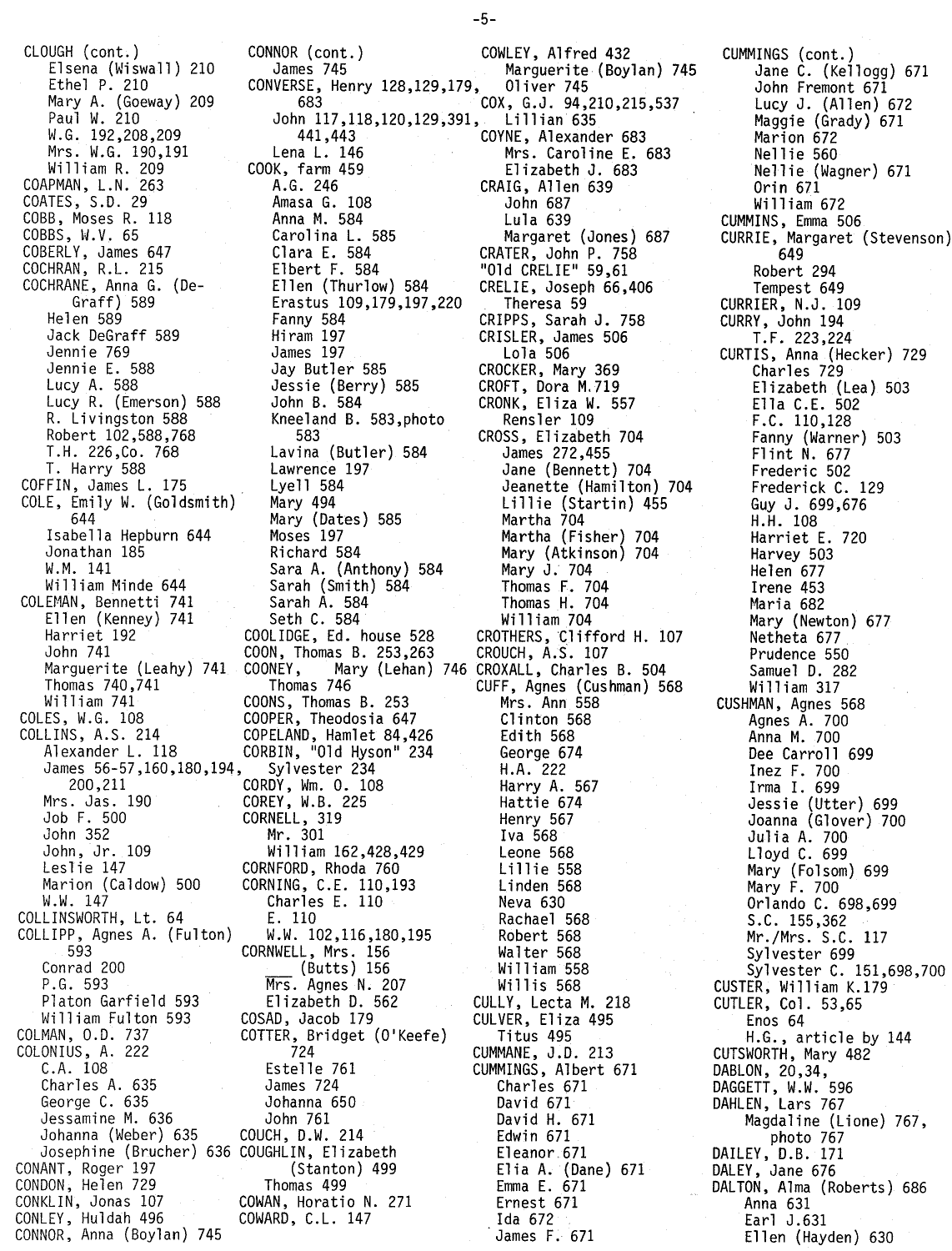CLOUGH (cont.)
  Elsena (Wiswall) 210
  Ethel P. 210
  Mary A. (Goeway) 209
  Paul W. 210
  W.G. 192,208,209
  Mrs. W.G. 190,191
  William R. 209
COAPMAN, L.N. 263
COATES, S.D. 29
COBB, Moses R. 118
COBBS, W.V. 65
COBERLY, James 647
COCHRAN, R.L. 215
COCHRANE, Anna G. (De-Graff) 589
  Helen 589
  Jack DeGraff 589
  Jennie 769
  Jennie E. 588
  Lucy A. 588
  Lucy R. (Emerson) 588
  R. Livingston 588
  Robert 102,588,768
  T.H. 226,Co. 768
  T. Harry 588
COFFIN, James L. 175
COLE, Emily W. (Goldsmith) 644
  Isabella Hepburn 644
  Jonathan 185
  W.M. 141
  William Minde 644
COLEMAN, Bennetti 741
  Ellen (Kenney) 741
  Harriet 192
  John 741
  Marguerite (Leahy) 741
  Thomas 740,741
  William 741
COLES, W.G. 108
COLLINS, A.S. 214
  Alexander L. 118
  James 56-57,160,180,194,200,211
  Mrs. Jas. 190
  Job F. 500
  John 352
  John, Jr. 109
  Leslie 147
  Marion (Caldow) 500
  W.W. 147
COLLINSWORTH, Lt. 64
COLLIPP, Agnes A. (Fulton) 593
  Conrad 200
  P.G. 593
  Platon Garfield 593
  William Fulton 593
COLMAN, O.D. 737
COLONIUS, A. 222
  C.A. 108
  Charles A. 635
  George C. 635
  Jessamine M. 636
  Johanna (Weber) 635
  Josephine (Brucher) 636
CONANT, Roger 197
CONDON, Helen 729
CONKLIN, Jonas 107
CONLEY, Huldah 496
CONNOR, Anna (Boylan) 745

CONNOR (cont.)
  James 745
CONVERSE, Henry 128,129,179,683
  John 117,118,120,129,391,441,443
  Lena L. 146
COOK, farm 459
  A.G. 246
  Amasa G. 108
  Anna M. 584
  Carolina L. 585
  Clara E. 584
  Elbert F. 584
  Ellen (Thurlow) 584
  Erastus 109,179,197,220
  Fanny 584
  Hiram 197
  James 197
  Jay Butler 585
  Jessie (Berry) 585
  John B. 584
  Kneeland B. 583,photo 583
  Lavina (Butler) 584
  Lawrence 197
  Lyell 584
  Mary 494
  Mary (Dates) 585
  Moses 197
  Richard 584
  Sara A. (Anthony) 584
  Sarah (Smith) 584
  Sarah A. 584
  Seth C. 584
COOLIDGE, Ed. house 528
COON, Thomas B. 253,263
COONEY, Mary (Lehan) 746
  Thomas 746
COONS, Thomas B. 253
COOPER, Theodosia 647
COPELAND, Hamlet 84,426
CORBIN, "Old Hyson" 234
  Sylvester 234
CORDY, Wm. O. 108
COREY, W.B. 225
CORNELL, 319
  Mr. 301
  William 162,428,429
CORNFORD, Rhoda 760
CORNING, C.E. 110,193
  Charles E. 110
  E. 110
  W.W. 102,116,180,195
CORNWELL, Mrs. 156
  ___ (Butts) 156
  Mrs. Agnes N. 207
  Elizabeth D. 562
COSAD, Jacob 179
COTTER, Bridget (O'Keefe) 724
  Estelle 761
  James 724
  Johanna 650
  John 761
COUCH, D.W. 214
COUGHLIN, Elizabeth (Stanton) 499
  Thomas 499
COWAN, Horatio N. 271
COWARD, C.L. 147

COWLEY, Alfred 432
  Marguerite (Boylan) 745
  Oliver 745
COX, G.J. 94,210,215,537
  Lillian 635
COYNE, Alexander 683
  Mrs. Caroline E. 683
  Elizabeth J. 683
CRAIG, Allen 639
  John 687
  Lula 639
  Margaret (Jones) 687
CRATER, John P. 758
"Old CRELIE" 59,61
CRELIE, Joseph 66,406
  Theresa 59
CRIPPS, Sarah J. 758
CRISLER, James 506
  Lola 506
CROCKER, Mary 369
CROFT, Dora M. 719
CRONK, Eliza W. 557
  Rensler 109
CROSS, Elizabeth 704
  James 272,455
  Jane (Bennett) 704
  Jeanette (Hamilton) 704
  Lillie (Startin) 455
  Martha 704
  Martha (Fisher) 704
  Mary (Atkinson) 704
  Mary J. 704
  Thomas F. 704
  Thomas H. 704
  William 704
CROTHERS, Clifford H. 107
CROUCH, A.S. 107
CROXALL, Charles B. 504
CUFF, Agnes (Cushman) 568
  Mrs. Ann 558
  Clinton 568
  Edith 568
  George 674
  H.A. 222
  Harry A. 567
  Hattie 674
  Henry 567
  Iva 568
  Leone 568
  Lillie 558
  Linden 568
  Neva 630
  Rachael 568
  Robert 568
  Walter 568
  William 558
  Willis 568
CULLY, Lecta M. 218
CULVER, Eliza 495
  Titus 495
CUMMANE, J.D. 213
CUMMINGS, Albert 671
  Charles 671
  David 671
  David H. 671
  Edwin 671
  Eleanor 671
  Elia A. (Dane) 671
  Emma E. 671
  Ernest 671
  Ida 672
  James F. 671

CUMMINGS (cont.)
  Jane C. (Kellogg) 671
  John Fremont 671
  Lucy J. (Allen) 672
  Maggie (Grady) 671
  Marion 672
  Nellie 560
  Nellie (Wagner) 671
  Orin 671
  William 672
CUMMINS, Emma 506
CURRIE, Margaret (Stevenson) 649
  Robert 294
  Tempest 649
CURRIER, N.J. 109
CURRY, John 194
  T.F. 223,224
CURTIS, Anna (Hecker) 729
  Charles 729
  Elizabeth (Lea) 503
  Ella C.E. 502
  F.C. 110,128
  Fanny (Warner) 503
  Flint N. 677
  Frederic 502
  Frederick C. 129
  Guy J. 699,676
  H.H. 108
  Harriet E. 720
  Harvey 503
  Helen 677
  Irene 453
  Maria 682
  Mary (Newton) 677
  Netheta 677
  Prudence 550
  Samuel D. 282
  William 317
CUSHMAN, Agnes 568
  Agnes A. 700
  Anna M. 700
  Dee Carroll 699
  Inez F. 700
  Irma I. 699
  Jessie (Utter) 699
  Joanna (Glover) 700
  Julia A. 700
  Lloyd C. 699
  Mary (Folsom) 699
  Mary F. 700
  Orlando C. 698,699
  S.C. 155,362
  Mr./Mrs. S.C. 117
  Sylvester 699
  Sylvester C. 151,698,700
CUSTER, William K. 179
CUTLER, Col. 53,65
  Enos 64
  H.G., article by 144
CUTSWORTH, Mary 482
DABLON, 20,34,
DAGGETT, W.W. 596
DAHLEN, Lars 767
  Magdaline (Lione) 767, photo 767
DAILEY, D.B. 171
DALEY, Jane 676
DALTON, Alma (Roberts) 686
  Anna 631
  Earl J. 631
  Ellen (Hayden) 630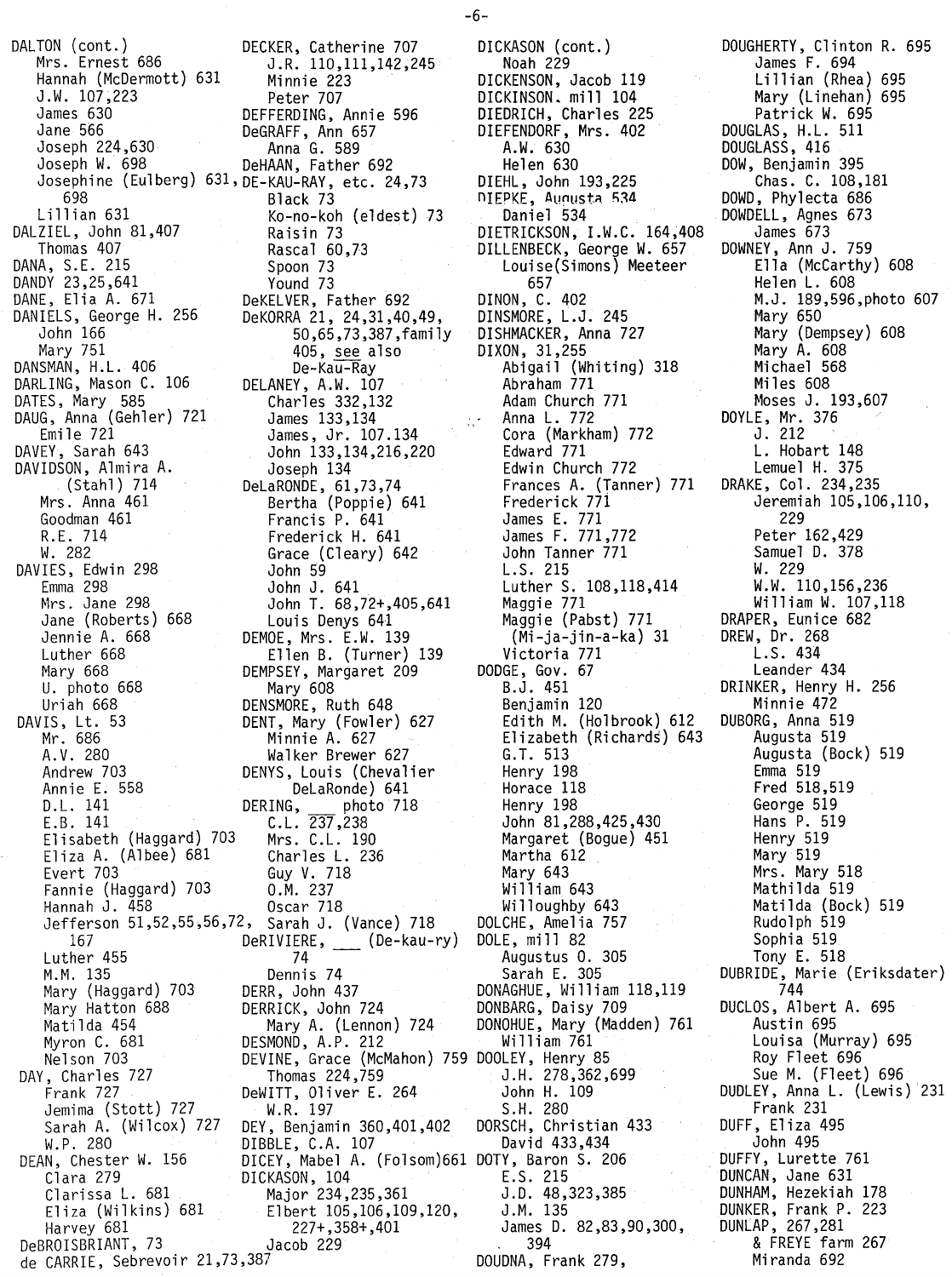DALTON (cont.)
- Mrs. Ernest 686
- Hannah (McDermott) 631
- J.W. 107,223
- James 630
- Jane 566
- Joseph 224,630
- Joseph W. 698
- Josephine (Eulberg) 631, 698
- Lillian 631

DALZIEL, John 81,407
- Thomas 407

DANA, S.E. 215

DANDY 23,25,641

DANE, Elia A. 671

DANIELS, George H. 256
- John 166
- Mary 751

DANSMAN, H.L. 406

DARLING, Mason C. 106

DATES, Mary 585

DAUG, Anna (Gehler) 721
- Emile 721

DAVEY, Sarah 643

DAVIDSON, Almira A. (Stahl) 714
- Mrs. Anna 461
- Goodman 461
- R.E. 714
- W. 282

DAVIES, Edwin 298
- Emma 298
- Mrs. Jane 298
- Jane (Roberts) 668
- Jennie A. 668
- Luther 668
- Mary 668
- U. photo 668
- Uriah 668

DAVIS, Lt. 53
- Mr. 686
- A.V. 280
- Andrew 703
- Annie E. 558
- D.L. 141
- E.B. 141
- Elisabeth (Haggard) 703
- Eliza A. (Albee) 681
- Evert 703
- Fannie (Haggard) 703
- Hannah J. 458
- Jefferson 51,52,55,56,72, 167
- Luther 455
- M.M. 135
- Mary (Haggard) 703
- Mary Hatton 688
- Matilda 454
- Myron C. 681
- Nelson 703

DAY, Charles 727
- Frank 727
- Jemima (Stott) 727
- Sarah A. (Wilcox) 727
- W.P. 280

DEAN, Chester W. 156
- Clara 279
- Clarissa L. 681
- Eliza (Wilkins) 681
- Harvey 681

DeBROISBRIANT, 73

de CARRIE, Sebrevoir 21,73,387

DECKER, Catherine 707
- J.R. 110,111,142,245
- Minnie 223
- Peter 707

DEFFERDING, Annie 596

DeGRAFF, Ann 657
- Anna G. 589

DeHAAN, Father 692

DE-KAU-RAY, etc. 24,73
- Black 73
- Ko-no-koh (eldest) 73
- Raisin 73
- Rascal 60,73
- Spoon 73
- Yound 73

DeKELVER, Father 692

DeKORRA 21, 24,31,40,49, 50,65,73,387,family 405, see also De-Kau-Ray

DELANEY, A.W. 107
- Charles 332,132
- James 133,134
- James, Jr. 107.134
- John 133,134,216,220
- Joseph 134

DeLaRONDE, 61,73,74
- Bertha (Poppie) 641
- Francis P. 641
- Frederick H. 641
- Grace (Cleary) 642
- John 59
- John J. 641
- John T. 68,72+,405,641
- Louis Denys 641

DEMOE, Mrs. E.W. 139
- Ellen B. (Turner) 139

DEMPSEY, Margaret 209
- Mary 608

DENSMORE, Ruth 648

DENT, Mary (Fowler) 627
- Minnie A. 627
- Walker Brewer 627

DENYS, Louis (Chevalier DeLaRonde) 641

DERING, ___ photo 718
- C.L. 237,238
- Mrs. C.L. 190
- Charles L. 236
- Guy V. 718
- O.M. 237
- Oscar 718
- Sarah J. (Vance) 718

DeRIVIERE, ___ (De-kau-ry) 74
- Dennis 74

DERR, John 437

DERRICK, John 724
- Mary A. (Lennon) 724

DESMOND, A.P. 212

DEVINE, Grace (McMahon) 759
- Thomas 224,759

DeWITT, Oliver E. 264
- W.R. 197

DEY, Benjamin 360,401,402

DIBBLE, C.A. 107

DICEY, Mabel A. (Folsom)661

DICKASON, 104
- Major 234,235,361
- Elbert 105,106,109,120, 227+,358+,401
- Jacob 229

DICKASON (cont.)
- Noah 229

DICKENSON, Jacob 119

DICKINSON. mill 104

DIEDRICH, Charles 225

DIEFENDORF, Mrs. 402
- A.W. 630
- Helen 630

DIEHL, John 193,225

DIEPKE, Augusta 534
- Daniel 534

DIETRICKSON, I.W.C. 164,408

DILLENBECK, George W. 657
- Louise(Simons) Meeteer 657

DINON, C. 402

DINSMORE, L.J. 245

DISHMACKER, Anna 727

DIXON, 31,255
- Abigail (Whiting) 318
- Abraham 771
- Adam Church 771
- Anna L. 772
- Cora (Markham) 772
- Edward 771
- Edwin Church 772
- Frances A. (Tanner) 771
- Frederick 771
- James E. 771
- James F. 771,772
- John Tanner 771
- L.S. 215
- Luther S. 108,118,414
- Maggie 771
- Maggie (Pabst) 771
- (Mi-ja-jin-a-ka) 31
- Victoria 771

DODGE, Gov. 67
- B.J. 451
- Benjamin 120
- Edith M. (Holbrook) 612
- Elizabeth (Richards) 643
- G.T. 513
- Henry 198
- Horace 118
- Henry 198
- John 81,288,425,430
- Margaret (Bogue) 451
- Martha 612
- Mary 643
- William 643
- Willoughby 643

DOLCHE, Amelia 757

DOLE, mill 82
- Augustus O. 305
- Sarah E. 305

DONAGHUE, William 118,119

DONBARG, Daisy 709

DONOHUE, Mary (Madden) 761
- William 761

DOOLEY, Henry 85
- J.H. 278,362,699
- John H. 109
- S.H. 280

DORSCH, Christian 433
- David 433,434

DOTY, Baron S. 206
- E.S. 215
- J.D. 48,323,385
- J.M. 135
- James D. 82,83,90,300, 394

DOUDNA, Frank 279,

DOUGHERTY, Clinton R. 695
- James F. 694
- Lillian (Rhea) 695
- Mary (Linehan) 695
- Patrick W. 695

DOUGLAS, H.L. 511

DOUGLASS, 416

DOW, Benjamin 395
- Chas. C. 108,181

DOWD, Phylecta 686

DOWDELL, Agnes 673
- James 673

DOWNEY, Ann J. 759
- Ella (McCarthy) 608
- Helen L. 608
- M.J. 189,596,photo 607
- Mary 650
- Mary (Dempsey) 608
- Mary A. 608
- Michael 568
- Miles 608
- Moses J. 193,607

DOYLE, Mr. 376
- J. 212
- L. Hobart 148
- Lemuel H. 375

DRAKE, Col. 234,235
- Jeremiah 105,106,110, 229
- Peter 162,429
- Samuel D. 378
- W. 229
- W.W. 110,156,236
- William W. 107,118

DRAPER, Eunice 682

DREW, Dr. 268
- L.S. 434
- Leander 434

DRINKER, Henry H. 256
- Minnie 472

DUBORG, Anna 519
- Augusta 519
- Augusta (Bock) 519
- Emma 519
- Fred 518,519
- George 519
- Hans P. 519
- Henry 519
- Mary 519
- Mrs. Mary 518
- Mathilda 519
- Matilda (Bock) 519
- Rudolph 519
- Sophia 519
- Tony E. 518

DUBRIDE, Marie (Eriksdater) 744

DUCLOS, Albert A. 695
- Austin 695
- Louisa (Murray) 695
- Roy Fleet 696
- Sue M. (Fleet) 696

DUDLEY, Anna L. (Lewis) 231
- Frank 231

DUFF, Eliza 495
- John 495

DUFFY, Lurette 761

DUNCAN, Jane 631

DUNHAM, Hezekiah 178

DUNKER, Frank P. 223

DUNLAP, 267,281
- & FREYE farm 267
- Miranda 692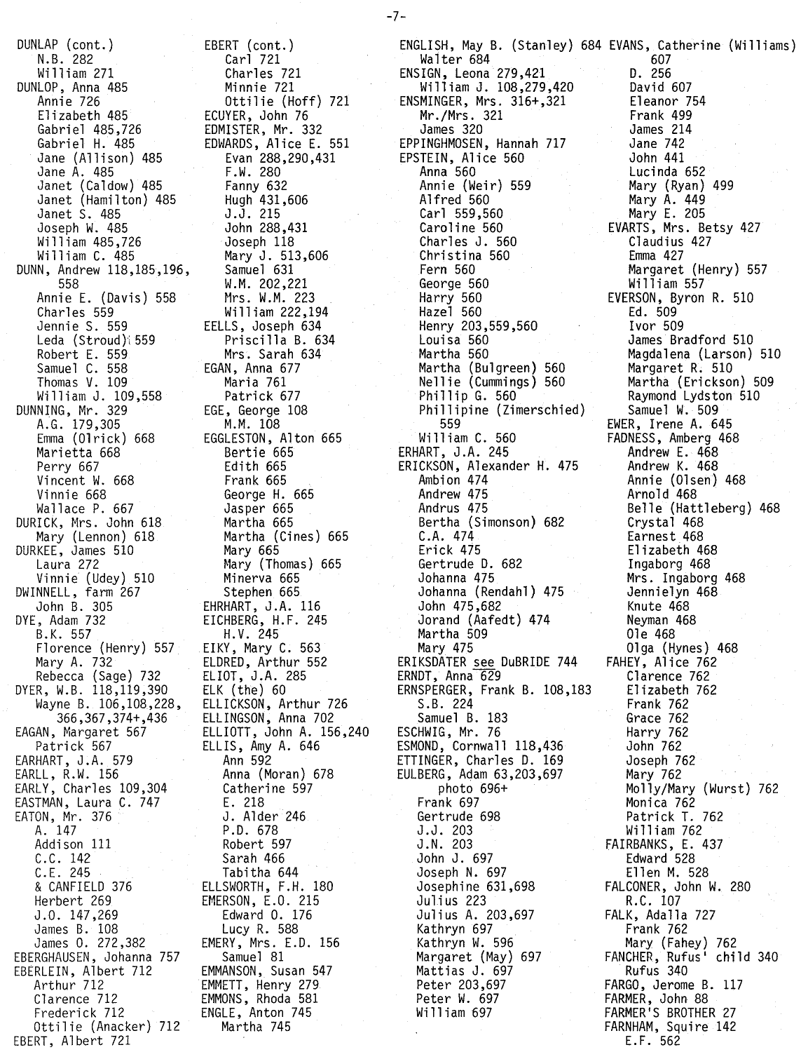DUNLAP (cont.)
  N.B. 282
  William 271
DUNLOP, Anna 485
  Annie 726
  Elizabeth 485
  Gabriel 485,726
  Gabriel H. 485
  Jane (Allison) 485
  Jane A. 485
  Janet (Caldow) 485
  Janet (Hamilton) 485
  Janet S. 485
  Joseph W. 485
  William 485,726
  William C. 485
DUNN, Andrew 118,185,196, 558
  Annie E. (Davis) 558
  Charles 559
  Jennie S. 559
  Leda (Stroud) 559
  Robert E. 559
  Samuel C. 558
  Thomas V. 109
  William J. 109,558
DUNNING, Mr. 329
  A.G. 179,305
  Emma (Olrick) 668
  Marietta 668
  Perry 667
  Vincent W. 668
  Vinnie 668
  Wallace P. 667
DURICK, Mrs. John 618
  Mary (Lennon) 618
DURKEE, James 510
  Laura 272
  Vinnie (Udey) 510
DWINNELL, farm 267
  John B. 305
DYE, Adam 732
  B.K. 557
  Florence (Henry) 557
  Mary A. 732
  Rebecca (Sage) 732
DYER, W.B. 118,119,390
  Wayne B. 106,108,228, 366,367,374+,436
EAGAN, Margaret 567
  Patrick 567
EARHART, J.A. 579
EARLL, R.W. 156
EARLY, Charles 109,304
EASTMAN, Laura C. 747
EATON, Mr. 376
  A. 147
  Addison 111
  C.C. 142
  C.E. 245
  & CANFIELD 376
  Herbert 269
  J.O. 147,269
  James B. 108
  James O. 272,382
EBERGHAUSEN, Johanna 757
EBERLEIN, Albert 712
  Arthur 712
  Clarence 712
  Frederick 712
  Ottilie (Anacker) 712
EBERT, Albert 721

EBERT (cont.)
  Carl 721
  Charles 721
  Minnie 721
  Ottilie (Hoff) 721
ECUYER, John 76
EDMISTER, Mr. 332
EDWARDS, Alice E. 551
  Evan 288,290,431
  F.W. 280
  Fanny 632
  Hugh 431,606
  J.J. 215
  John 288,431
  Joseph 118
  Mary J. 513,606
  Samuel 631
  W.M. 202,221
  Mrs. W.M. 223
  William 222,194
EELLS, Joseph 634
  Priscilla B. 634
  Mrs. Sarah 634
EGAN, Anna 677
  Maria 761
  Patrick 677
EGE, George 108
  M.M. 108
EGGLESTON, Alton 665
  Bertie 665
  Edith 665
  Frank 665
  George H. 665
  Jasper 665
  Martha 665
  Martha (Cines) 665
  Mary 665
  Mary (Thomas) 665
  Minerva 665
  Stephen 665
EHRHART, J.A. 116
EICHBERG, H.F. 245
  H.V. 245
EIKY, Mary C. 563
ELDRED, Arthur 552
ELIOT, J.A. 285
ELK (the) 60
ELLICKSON, Arthur 726
ELLINGSON, Anna 702
ELLIOTT, John A. 156,240
ELLIS, Amy A. 646
  Ann 592
  Anna (Moran) 678
  Catherine 597
  E. 218
  J. Alder 246
  P.D. 678
  Robert 597
  Sarah 466
  Tabitha 644
ELLSWORTH, F.H. 180
EMERSON, E.O. 215
  Edward O. 176
  Lucy R. 588
EMERY, Mrs. E.D. 156
  Samuel 81
EMMANSON, Susan 547
EMMETT, Henry 279
EMMONS, Rhoda 581
ENGLE, Anton 745
  Martha 745

ENGLISH, May B. (Stanley) 684
  Walter 684
ENSIGN, Leona 279,421
  William J. 108,279,420
ENSMINGER, Mrs. 316+,321
  Mr./Mrs. 321
  James 320
EPPINGHMOSEN, Hannah 717
EPSTEIN, Alice 560
  Anna 560
  Annie (Weir) 559
  Alfred 560
  Carl 559,560
  Caroline 560
  Charles J. 560
  Christina 560
  Fern 560
  George 560
  Harry 560
  Hazel 560
  Henry 203,559,560
  Louisa 560
  Martha 560
  Martha (Bulgreen) 560
  Nellie (Cummings) 560
  Phillip G. 560
  Phillipine (Zimerschied) 559
  William C. 560
ERHART, J.A. 245
ERICKSON, Alexander H. 475
  Ambion 474
  Andrew 475
  Andrus 475
  Bertha (Simonson) 682
  C.A. 474
  Erick 475
  Gertrude D. 682
  Johanna 475
  Johanna (Rendahl) 475
  John 475,682
  Jorand (Aafedt) 474
  Martha 509
  Mary 475
ERIKSDATER see DuBRIDE 744
ERNDT, Anna 629
ERNSPERGER, Frank B. 108,183
  S.B. 224
  Samuel B. 183
ESCHWIG, Mr. 76
ESMOND, Cornwall 118,436
ETTINGER, Charles D. 169
EULBERG, Adam 63,203,697
  photo 696+
  Frank 697
  Gertrude 698
  J.J. 203
  J.N. 203
  John J. 697
  Joseph N. 697
  Josephine 631,698
  Julius 223
  Julius A. 203,697
  Kathryn 697
  Kathryn W. 596
  Margaret (May) 697
  Mattias J. 697
  Peter 203,697
  Peter W. 697
  William 697

EVANS, Catherine (Williams) 607
  D. 256
  David 607
  Eleanor 754
  Frank 499
  James 214
  Jane 742
  John 441
  Lucinda 652
  Mary (Ryan) 499
  Mary A. 449
  Mary E. 205
EVARTS, Mrs. Betsy 427
  Claudius 427
  Emma 427
  Margaret (Henry) 557
  William 557
EVERSON, Byron R. 510
  Ed. 509
  Ivor 509
  James Bradford 510
  Magdalena (Larson) 510
  Margaret R. 510
  Martha (Erickson) 509
  Raymond Lydston 510
  Samuel W. 509
EWER, Irene A. 645
FADNESS, Amberg 468
  Andrew E. 468
  Andrew K. 468
  Annie (Olsen) 468
  Arnold 468
  Belle (Hattleberg) 468
  Crystal 468
  Earnest 468
  Elizabeth 468
  Ingaborg 468
  Mrs. Ingaborg 468
  Jennielyn 468
  Knute 468
  Neyman 468
  Ole 468
  Olga (Hynes) 468
FAHEY, Alice 762
  Clarence 762
  Elizabeth 762
  Frank 762
  Grace 762
  Harry 762
  John 762
  Joseph 762
  Mary 762
  Molly/Mary (Wurst) 762
  Monica 762
  Patrick T. 762
  William 762
FAIRBANKS, E. 437
  Edward 528
  Ellen M. 528
FALCONER, John W. 280
  R.C. 107
FALK, Adalla 727
  Frank 762
  Mary (Fahey) 762
FANCHER, Rufus' child 340
  Rufus 340
FARGO, Jerome B. 117
FARMER, John 88
FARMER'S BROTHER 27
FARNHAM, Squire 142
  E.F. 562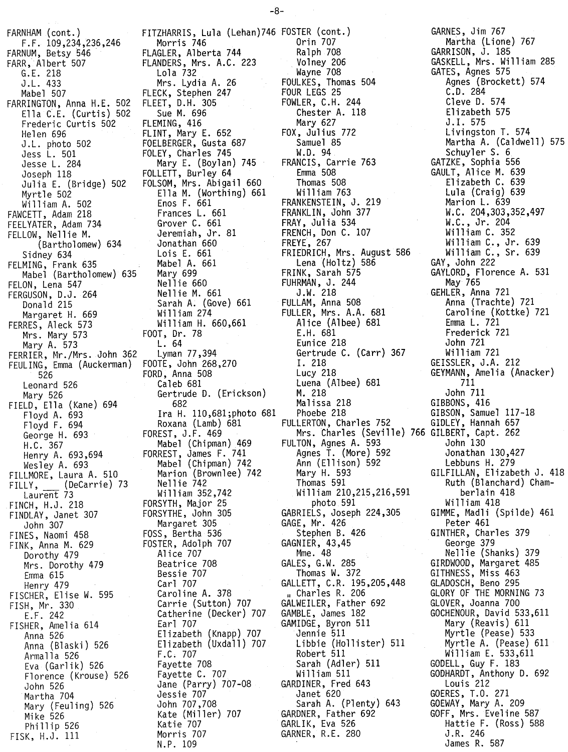FARNHAM (cont.)
   F.F. 109,234,236,246
FARNUM, Betsy 546
FARR, Albert 507
   G.E. 218
   J.L. 433
   Mabel 507
FARRINGTON, Anna H.E. 502
   Ella C.E. (Curtis) 502
   Frederic Curtis 502
   Helen 696
   J.L. photo 502
   Jess L. 501
   Jesse L. 284
   Joseph 118
   Julia E. (Bridge) 502
   Myrtle 502
   William A. 502
FAWCETT, Adam 218
FEELYATER, Adam 734
FELLOW, Nellie M.
      (Bartholomew) 634
   Sidney 634
FELMING, Frank 635
   Mabel (Bartholomew) 635
FELON, Lena 547
FERGUSON, D.J. 264
   Donald 215
   Margaret H. 669
FERRES, Aleck 573
   Mrs. Mary 573
   Mary A. 573
FERRIER, Mr./Mrs. John 362
FEULING, Emma (Auckerman)
      526
   Leonard 526
   Mary 526
FIELD, Ella (Kane) 694
   Floyd A. 693
   Floyd F. 694
   George H. 693
   H.C. 367
   Henry A. 693,694
   Wesley A. 693
FILLMORE, Laura A. 510
FILLY, ___ (DeCarrie) 73
   Laurent 73
FINCH, H.J. 218
FINDLAY, Janet 307
   John 307
FINES, Naomi 458
FINK, Anna M. 629
   Dorothy 479
   Mrs. Dorothy 479
   Emma 615
   Henry 479
FISCHER, Elise W. 595
FISH, Mr. 330
   E.F. 242
FISHER, Amelia 614
   Anna 526
   Anna (Blaski) 526
   Armalla 526
   Eva (Garlik) 526
   Florence (Krouse) 526
   John 526
   Martha 704
   Mary (Feuling) 526
   Mike 526
   Phillip 526
FISK, H.J. 111

FITZHARRIS, Lula (Lehan) 746
   Morris 746
FLAGLER, Alberta 744
FLANDERS, Mrs. A.C. 223
   Lola 732
   Mrs. Lydia A. 26
FLECK, Stephen 247
FLEET, D.H. 305
   Sue M. 696
FLEMING, 416
FLINT, Mary E. 652
FOELBERGER, Gusta 687
FOLEY, Charles 745
   Mary E. (Boylan) 745
FOLLETT, Burley 64
FOLSOM, Mrs. Abigail 660
   Ella M. (Worthing) 661
   Enos F. 661
   Frances L. 661
   Grover C. 661
   Jeremiah, Jr. 81
   Jonathan 660
   Lois E. 661
   Mabel A. 661
   Mary 699
   Nellie 660
   Nellie M. 661
   Sarah A. (Gove) 661
   William 274
   William H. 660,661
FOOT, Dr. 78
   L. 64
   Lyman 77,394
FOOTE, John 268,270
FORD, Anna 508
   Caleb 681
   Gertrude D. (Erickson)
      682
   Ira H. 110,681;photo 681
   Roxana (Lamb) 681
FOREST, J.F. 469
   Mabel (Chipman) 469
FORREST, James F. 741
   Mabel (Chipman) 742
   Marion (Brownlee) 742
   Nellie 742
   William 352,742
FORSYTH, Major 25
FORSYTHE, John 305
   Margaret 305
FOSS, Bertha 536
FOSTER, Adolph 707
   Alice 707
   Beatrice 708
   Bessie 707
   Carl 707
   Caroline A. 378
   Carrie (Sutton) 707
   Catherine (Decker) 707
   Earl 707
   Elizabeth (Knapp) 707
   Elizabeth (Uxdall) 707
   F.C. 707
   Fayette 708
   Fayette C. 707
   Jane (Parry) 707-08
   Jessie 707
   John 707,708
   Kate (Miller) 707
   Katie 707
   Morris 707
   N.P. 109

FOSTER (cont.)
   Orin 707
   Ralph 708
   Volney 206
   Wayne 708
FOULKES, Thomas 504
FOUR LEGS 25
FOWLER, C.H. 244
   Chester A. 118
   Mary 627
FOX, Julius 772
   Samuel 85
   W.D. 94
FRANCIS, Carrie 763
   Emma 508
   Thomas 508
   William 763
FRANKENSTEIN, J. 219
FRANKLIN, John 377
FRAY, Julia 534
FRENCH, Don C. 107
FREYE, 267
FRIEDRICH, Mrs. August 586
   Lena (Holtz) 586
FRINK, Sarah 575
FUHRMAN, J. 244
   J.W. 218
FULLAM, Anna 508
FULLER, Mrs. A.A. 681
   Alice (Albee) 681
   E.H. 681
   Eunice 218
   Gertrude C. (Carr) 367
   I. 218
   Lucy 218
   Luena (Albee) 681
   M. 218
   Malissa 218
   Phoebe 218
FULLERTON, Charles 752
   Mrs. Charles (Seville) 766
FULTON, Agnes A. 593
   Agnes T. (More) 592
   Ann (Ellison) 592
   Mary H. 593
   Thomas 591
   William 210,215,216,591
      photo 591
GABRIELS, Joseph 224,305
GAGE, Mr. 426
   Stephen B. 426
GAGNIER, 43,45
   Mme. 48
GALES, G.W. 285
   Thomas W. 372
GALLETT, C.R. 195,205,448
   " Charles R. 206
GALWEILER, Father 692
GAMBLE, James 182
GAMIDGE, Byron 511
   Jennie 511
   Libbie (Hollister) 511
   Robert 511
   Sarah (Adler) 511
   William 511
GARDINER, Fred 643
   Janet 620
   Sarah A. (Plenty) 643
GARDNER, Father 692
GARLIK, Eva 526
GARNER, R.E. 280

GARNES, Jim 767
   Martha (Lione) 767
GARRISON, J. 185
GASKELL, Mrs. William 285
GATES, Agnes 575
   Agnes (Brockett) 574
   C.D. 284
   Cleve D. 574
   Elizabeth 575
   J.I. 575
   Livingston T. 574
   Martha A. (Caldwell) 575
   Schuyler S. 6
GATZKE, Sophia 556
GAULT, Alice M. 639
   Elizabeth C. 639
   Lula (Craig) 639
   Marion L. 639
   W.C. 204,303,352,497
   W.C., Jr. 204
   William C. 352
   William C., Jr. 639
   William C., Sr. 639
GAY, John 222
GAYLORD, Florence A. 531
   May 765
GEHLER, Anna 721
   Anna (Trachte) 721
   Caroline (Kottke) 721
   Emma L. 721
   Frederick 721
   John 721
   William 721
GEISSLER, J.A. 212
GEYMANN, Amelia (Anacker)
      711
   John 711
GIBBONS, 416
GIBSON, Samuel 117-18
GIDLEY, Hannah 657
GILBERT, Capt. 262
   John 130
   Jonathan 130,427
   Lebbuns H. 279
GILFILLAN, Elizabeth J. 418
   Ruth (Blanchard) Cham-
      berlain 418
   William 418
GIMME, Madli (Spilde) 461
   Peter 461
GINTHER, Charles 379
   George 379
   Nellie (Shanks) 379
GIRDWOOD, Margaret 485
GITHNESS, Miss 463
GLADOSCH, Beno 295
GLORY OF THE MORNING 73
GLOVER, Joanna 700
GOCHENOUR, David 533,611
   Mary (Reavis) 611
   Myrtle (Pease) 533
   Myrtle A. (Pease) 611
   William E. 533,611
GODELL, Guy F. 183
GODHARDT, Anthony D. 692
   Louis 212
GOERES, T.O. 271
GOEWAY, Mary A. 209
GOFF, Mrs. Eveline 587
   Hattie F. (Ross) 588
   J.R. 246
   James R. 587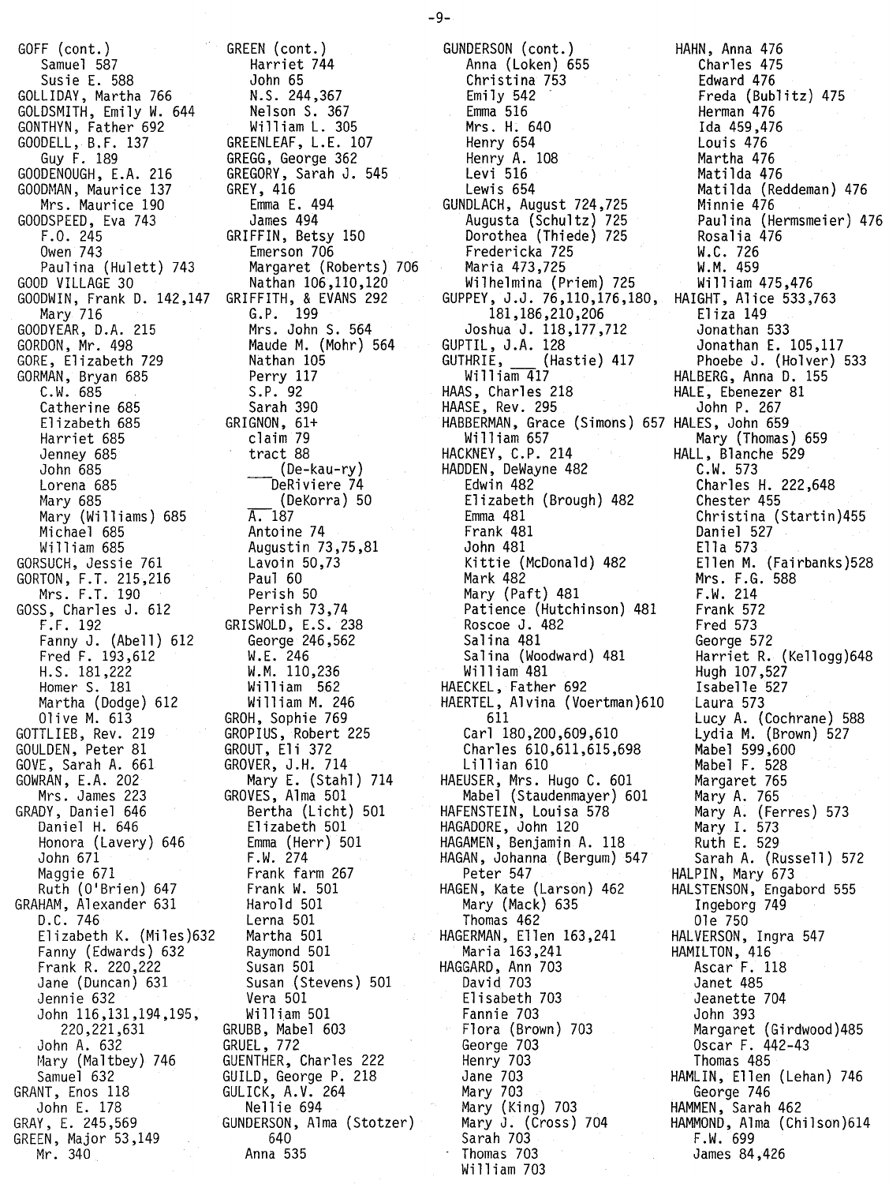GOFF (cont.)
 Samuel 587
 Susie E. 588
GOLLIDAY, Martha 766
GOLDSMITH, Emily W. 644
GONTHYN, Father 692
GOODELL, B.F. 137
 Guy F. 189
GOODENOUGH, E.A. 216
GOODMAN, Maurice 137
 Mrs. Maurice 190
GOODSPEED, Eva 743
 F.O. 245
 Owen 743
 Paulina (Hulett) 743
GOOD VILLAGE 30
GOODWIN, Frank D. 142,147
 Mary 716
GOODYEAR, D.A. 215
GORDON, Mr. 498
GORE, Elizabeth 729
GORMAN, Bryan 685
 C.W. 685
 Catherine 685
 Elizabeth 685
 Harriet 685
 Jenney 685
 John 685
 Lorena 685
 Mary 685
 Mary (Williams) 685
 Michael 685
 William 685
GORSUCH, Jessie 761
GORTON, F.T. 215,216
 Mrs. F.T. 190
GOSS, Charles J. 612
 F.F. 192
 Fanny J. (Abell) 612
 Fred F. 193,612
 H.S. 181,222
 Homer S. 181
 Martha (Dodge) 612
 Olive M. 613
GOTTLIEB, Rev. 219
GOULDEN, Peter 81
GOVE, Sarah A. 661
GOWRAN, E.A. 202
 Mrs. James 223
GRADY, Daniel 646
 Daniel H. 646
 Honora (Lavery) 646
 John 671
 Maggie 671
 Ruth (O'Brien) 647
GRAHAM, Alexander 631
 D.C. 746
 Elizabeth K. (Miles)632
 Fanny (Edwards) 632
 Frank R. 220,222
 Jane (Duncan) 631
 Jennie 632
 John 116,131,194,195,
  220,221,631
 John A. 632
 Mary (Maltbey) 746
 Samuel 632
GRANT, Enos 118
 John E. 178
GRAY, E. 245,569
GREEN, Major 53,149
 Mr. 340

GREEN (cont.)
 Harriet 744
 John 65
 N.S. 244,367
 Nelson S. 367
 William L. 305
GREENLEAF, L.E. 107
GREGG, George 362
GREGORY, Sarah J. 545
GREY, 416
 Emma E. 494
 James 494
GRIFFIN, Betsy 150
 Emerson 706
 Margaret (Roberts) 706
 Nathan 106,110,120
GRIFFITH, & EVANS 292
 G.P. 199
 Mrs. John S. 564
 Maude M. (Mohr) 564
 Nathan 105
 Perry 117
 S.P. 92
 Sarah 390
GRIGNON, 61+
 claim 79
 tract 88
 ___ (De-kau-ry)
  DeRiviere 74
 ___ (DeKorra) 50
 A. 187
 Antoine 74
 Augustin 73,75,81
 Lavoin 50,73
 Paul 60
 Perish 50
 Perrish 73,74
GRISWOLD, E.S. 238
 George 246,562
 W.E. 246
 W.M. 110,236
 William 562
 William M. 246
GROH, Sophie 769
GROPIUS, Robert 225
GROUT, Eli 372
GROVER, J.H. 714
 Mary E. (Stahl) 714
GROVES, Alma 501
 Bertha (Licht) 501
 Elizabeth 501
 Emma (Herr) 501
 F.W. 274
 Frank farm 267
 Frank W. 501
 Harold 501
 Lerna 501
 Martha 501
 Raymond 501
 Susan 501
 Susan (Stevens) 501
 Vera 501
 William 501
GRUBB, Mabel 603
GRUEL, 772
GUENTHER, Charles 222
GUILD, George P. 218
GULICK, A.V. 264
 Nellie 694
GUNDERSON, Alma (Stotzer)
  640
 Anna 535

GUNDERSON (cont.)
 Anna (Loken) 655
 Christina 753
 Emily 542
 Emma 516
 Mrs. H. 640
 Henry 654
 Henry A. 108
 Levi 516
 Lewis 654
GUNDLACH, August 724,725
 Augusta (Schultz) 725
 Dorothea (Thiede) 725
 Fredericka 725
 Maria 473,725
 Wilhelmina (Priem) 725
GUPPEY, J.J. 76,110,176,180,
  181,186,210,206
 Joshua J. 118,177,712
GUPTIL, J.A. 128
GUTHRIE, ___ (Hastie) 417
 William 417
HAAS, Charles 218
HAASE, Rev. 295
HABBERMAN, Grace (Simons) 657
 William 657
HACKNEY, C.P. 214
HADDEN, DeWayne 482
 Edwin 482
 Elizabeth (Brough) 482
 Emma 481
 Frank 481
 John 481
 Kittie (McDonald) 482
 Mark 482
 Mary (Paft) 481
 Patience (Hutchinson) 481
 Roscoe J. 482
 Salina 481
 Salina (Woodward) 481
 William 481
HAECKEL, Father 692
HAERTEL, Alvina (Voertman)610
  611
 Carl 180,200,609,610
 Charles 610,611,615,698
 Lillian 610
HAEUSER, Mrs. Hugo C. 601
 Mabel (Staudenmayer) 601
HAFENSTEIN, Louisa 578
HAGADORE, John 120
HAGAMEN, Benjamin A. 118
HAGAN, Johanna (Bergum) 547
 Peter 547
HAGEN, Kate (Larson) 462
 Mary (Mack) 635
 Thomas 462
HAGERMAN, Ellen 163,241
 Maria 163,241
HAGGARD, Ann 703
 David 703
 Elisabeth 703
 Fannie 703
 Flora (Brown) 703
 George 703
 Henry 703
 Jane 703
 Mary 703
 Mary (King) 703
 Mary J. (Cross) 704
 Sarah 703
 Thomas 703
 William 703

HAHN, Anna 476
 Charles 475
 Edward 476
 Freda (Bublitz) 475
 Herman 476
 Ida 459,476
 Louis 476
 Martha 476
 Matilda 476
 Matilda (Reddeman) 476
 Minnie 476
 Paulina (Hermsmeier) 476
 Rosalia 476
 W.C. 726
 W.M. 459
 William 475,476
HAIGHT, Alice 533,763
 Eliza 149
 Jonathan 533
 Jonathan E. 105,117
 Phoebe J. (Holver) 533
HALBERG, Anna D. 155
HALE, Ebenezer 81
 John P. 267
HALES, John 659
 Mary (Thomas) 659
HALL, Blanche 529
 C.W. 573
 Charles H. 222,648
 Chester 455
 Christina (Startin)455
 Daniel 527
 Ella 573
 Ellen M. (Fairbanks)528
 Mrs. F.G. 588
 F.W. 214
 Frank 572
 Fred 573
 George 572
 Harriet R. (Kellogg)648
 Hugh 107,527
 Isabelle 527
 Laura 573
 Lucy A. (Cochrane) 588
 Lydia M. (Brown) 527
 Mabel 599,600
 Mabel F. 528
 Margaret 765
 Mary A. 765
 Mary A. (Ferres) 573
 Mary I. 573
 Ruth E. 529
 Sarah A. (Russell) 572
HALPIN, Mary 673
HALSTENSON, Engabord 555
 Ingeborg 749
 Ole 750
HALVERSON, Ingra 547
HAMILTON, 416
 Ascar F. 118
 Janet 485
 Jeanette 704
 John 393
 Margaret (Girdwood)485
 Oscar F. 442-43
 Thomas 485
HAMLIN, Ellen (Lehan) 746
 George 746
HAMMEN, Sarah 462
HAMMOND, Alma (Chilson)614
 F.W. 699
 James 84,426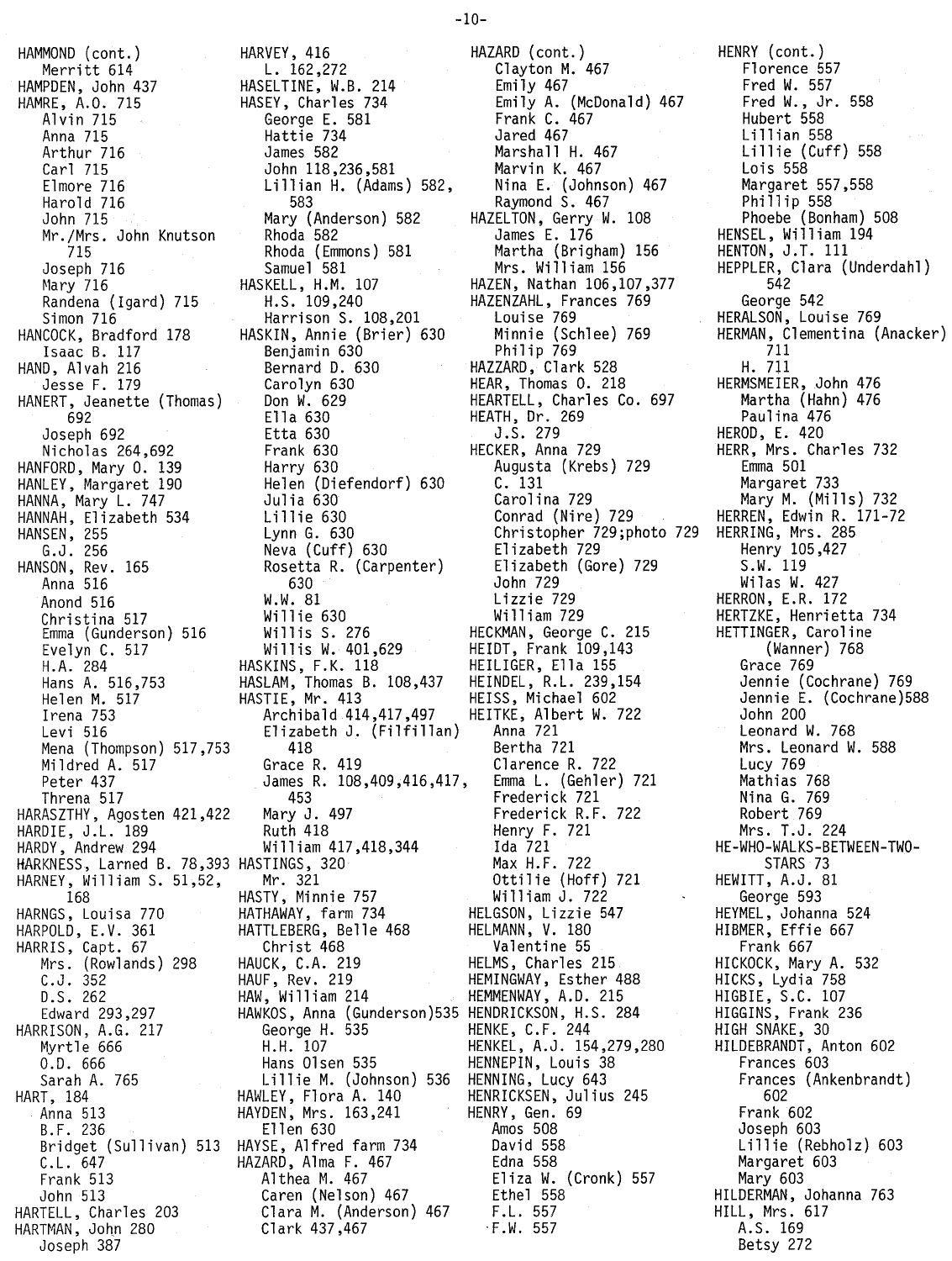HAMMOND (cont.)
  Merritt 614
HAMPDEN, John 437
HAMRE, A.O. 715
  Alvin 715
  Anna 715
  Arthur 716
  Carl 715
  Elmore 716
  Harold 716
  John 715
  Mr./Mrs. John Knutson 715
  Joseph 716
  Mary 716
  Randena (Igard) 715
  Simon 716
HANCOCK, Bradford 178
  Isaac B. 117
HAND, Alvah 216
  Jesse F. 179
HANERT, Jeanette (Thomas) 692
  Joseph 692
  Nicholas 264,692
HANFORD, Mary O. 139
HANLEY, Margaret 190
HANNA, Mary L. 747
HANNAH, Elizabeth 534
HANSEN, 255
  G.J. 256
HANSON, Rev. 165
  Anna 516
  Anond 516
  Christina 517
  Emma (Gunderson) 516
  Evelyn C. 517
  H.A. 284
  Hans A. 516,753
  Helen M. 517
  Irena 753
  Levi 516
  Mena (Thompson) 517,753
  Mildred A. 517
  Peter 437
  Threna 517
HARASZTHY, Agosten 421,422
HARDIE, J.L. 189
HARDY, Andrew 294
HARKNESS, Larned B. 78,393
HARNEY, William S. 51,52, 168
HARNGS, Louisa 770
HARPOLD, E.V. 361
HARRIS, Capt. 67
  Mrs. (Rowlands) 298
  C.J. 352
  D.S. 262
  Edward 293,297
HARRISON, A.G. 217
  Myrtle 666
  O.D. 666
  Sarah A. 765
HART, 184
  Anna 513
  B.F. 236
  Bridget (Sullivan) 513
  C.L. 647
  Frank 513
  John 513
HARTELL, Charles 203
HARTMAN, John 280
  Joseph 387

HARVEY, 416
  L. 162,272
HASELTINE, W.B. 214
HASEY, Charles 734
  George E. 581
  Hattie 734
  James 582
  John 118,236,581
  Lillian H. (Adams) 582, 583
  Mary (Anderson) 582
  Rhoda 582
  Rhoda (Emmons) 581
  Samuel 581
HASKELL, H.M. 107
  H.S. 109,240
  Harrison S. 108,201
HASKIN, Annie (Brier) 630
  Benjamin 630
  Bernard D. 630
  Carolyn 630
  Don W. 629
  Ella 630
  Etta 630
  Frank 630
  Harry 630
  Helen (Diefendorf) 630
  Julia 630
  Lillie 630
  Lynn G. 630
  Neva (Cuff) 630
  Rosetta R. (Carpenter) 630
  W.W. 81
  Willie 630
  Willis S. 276
  Willis W. 401,629
HASKINS, F.K. 118
HASLAM, Thomas B. 108,437
HASTIE, Mr. 413
  Archibald 414,417,497
  Elizabeth J. (Filfillan) 418
  Grace R. 419
  James R. 108,409,416,417, 453
  Mary J. 497
  Ruth 418
  William 417,418,344
HASTINGS, 320
  Mr. 321
HASTY, Minnie 757
HATHAWAY, farm 734
HATTLEBERG, Belle 468
  Christ 468
HAUCK, C.A. 219
HAUF, Rev. 219
HAW, William 214
HAWKOS, Anna (Gunderson)535
  George H. 535
  H.H. 107
  Hans Olsen 535
  Lillie M. (Johnson) 536
HAWLEY, Flora A. 140
HAYDEN, Mrs. 163,241
  Ellen 630
HAYSE, Alfred farm 734
HAZARD, Alma F. 467
  Althea M. 467
  Caren (Nelson) 467
  Clara M. (Anderson) 467
  Clark 437,467

HAZARD (cont.)
  Clayton M. 467
  Emily 467
  Emily A. (McDonald) 467
  Frank C. 467
  Jared 467
  Marshall H. 467
  Marvin K. 467
  Nina E. (Johnson) 467
  Raymond S. 467
HAZELTON, Gerry W. 108
  James E. 176
  Martha (Brigham) 156
  Mrs. William 156
HAZEN, Nathan 106,107,377
HAZENZAHL, Frances 769
  Louise 769
  Minnie (Schlee) 769
  Philip 769
HAZZARD, Clark 528
HEAR, Thomas O. 218
HEARTELL, Charles Co. 697
HEATH, Dr. 269
  J.S. 279
HECKER, Anna 729
  Augusta (Krebs) 729
  C. 131
  Carolina 729
  Conrad (Nire) 729
  Christopher 729;photo 729
  Elizabeth 729
  Elizabeth (Gore) 729
  John 729
  Lizzie 729
  William 729
HECKMAN, George C. 215
HEIDT, Frank 109,143
HEILIGER, Ella 155
HEINDEL, R.L. 239,154
HEISS, Michael 602
HEITKE, Albert W. 722
  Anna 721
  Bertha 721
  Clarence R. 722
  Emma L. (Gehler) 721
  Frederick 721
  Frederick R.F. 722
  Henry F. 721
  Ida 721
  Max H.F. 722
  Ottilie (Hoff) 721
  William J. 722
HELGSON, Lizzie 547
HELMANN, V. 180
  Valentine 55
HELMS, Charles 215
HEMINGWAY, Esther 488
HEMMENWAY, A.D. 215
HENDRICKSON, H.S. 284
HENKE, C.F. 244
HENKEL, A.J. 154,279,280
HENNEPIN, Louis 38
HENNING, Lucy 643
HENRICKSEN, Julius 245
HENRY, Gen. 69
  Amos 508
  David 558
  Edna 558
  Eliza W. (Cronk) 557
  Ethel 558
  F.L. 557
  F.W. 557

HENRY (cont.)
  Florence 557
  Fred W. 557
  Fred W., Jr. 558
  Hubert 558
  Lillian 558
  Lillie (Cuff) 558
  Lois 558
  Margaret 557,558
  Phillip 558
  Phoebe (Bonham) 508
HENSEL, William 194
HENTON, J.T. 111
HEPPLER, Clara (Underdahl) 542
  George 542
HERALSON, Louise 769
HERMAN, Clementina (Anacker) 711
  H. 711
HERMSMEIER, John 476
  Martha (Hahn) 476
  Paulina 476
HEROD, E. 420
HERR, Mrs. Charles 732
  Emma 501
  Margaret 733
  Mary M. (Mills) 732
HERREN, Edwin R. 171-72
HERRING, Mrs. 285
  Henry 105,427
  S.W. 119
  Wilas W. 427
HERRON, E.R. 172
HERTZKE, Henrietta 734
HETTINGER, Caroline (Wanner) 768
  Grace 769
  Jennie (Cochrane) 769
  Jennie E. (Cochrane)588
  John 200
  Leonard W. 768
  Mrs. Leonard W. 588
  Lucy 769
  Mathias 768
  Nina G. 769
  Robert 769
  Mrs. T.J. 224
HE-WHO-WALKS-BETWEEN-TWO-STARS 73
HEWITT, A.J. 81
  George 593
HEYMEL, Johanna 524
HIBMER, Effie 667
  Frank 667
HICKOCK, Mary A. 532
HICKS, Lydia 758
HIGBIE, S.C. 107
HIGGINS, Frank 236
HIGH SNAKE, 30
HILDEBRANDT, Anton 602
  Frances 603
  Frances (Ankenbrandt) 602
  Frank 602
  Joseph 603
  Lillie (Rebholz) 603
  Margaret 603
  Mary 603
HILDERMAN, Johanna 763
HILL, Mrs. 617
  A.S. 169
  Betsy 272